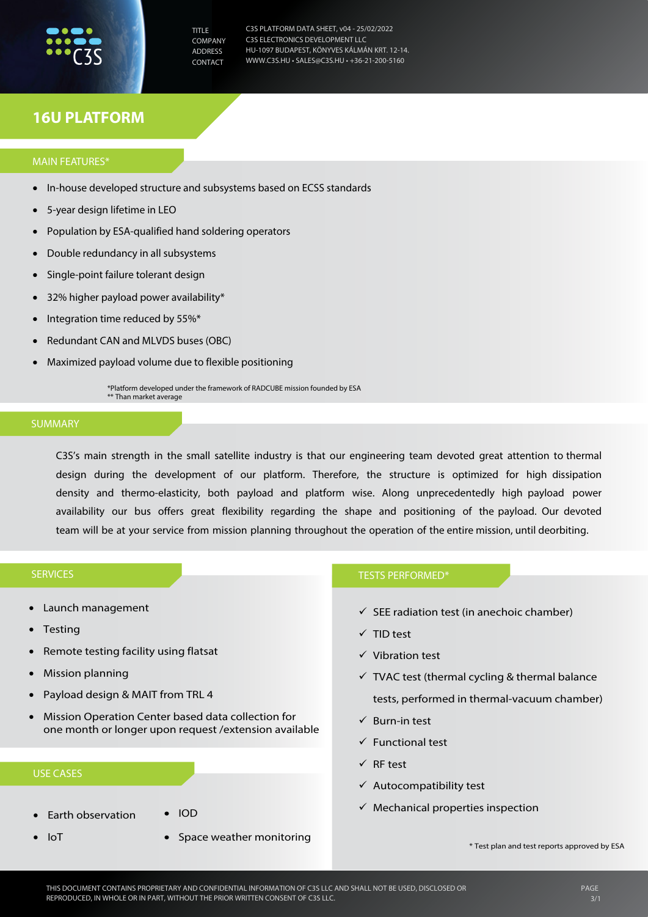| | |
|---|---|
| TITLE | C3S PLATFORM DATA SHEET, v04 - 25/02/2022 |
| COMPANY | C3S ELECTRONICS DEVELOPMENT LLC |
| ADDRESS | HU-1097 BUDAPEST, KÖNYVES KÁLMÁN KRT. 12-14. |
| CONTACT | WWW.C3S.HU • SALES@C3S.HU • +36-21-200-5160 |

# 16U PLATFORM

## MAIN FEATURES*

- In-house developed structure and subsystems based on ECSS standards
- 5-year design lifetime in LEO
- Population by ESA-qualified hand soldering operators
- Double redundancy in all subsystems
- Single-point failure tolerant design
- 32% higher payload power availability*
- Integration time reduced by 55%*
- Redundant CAN and MLVDS buses (OBC)
- Maximized payload volume due to flexible positioning

*Platform developed under the framework of RADCUBE mission founded by ESA
** Than market average

## SUMMARY

C3S's main strength in the small satellite industry is that our engineering team devoted great attention to thermal design during the development of our platform. Therefore, the structure is optimized for high dissipation density and thermo-elasticity, both payload and platform wise. Along unprecedentedly high payload power availability our bus offers great flexibility regarding the shape and positioning of the payload. Our devoted team will be at your service from mission planning throughout the operation of the entire mission, until deorbiting.

## SERVICES

- Launch management
- Testing
- Remote testing facility using flatsat
- Mission planning
- Payload design & MAIT from TRL 4
- Mission Operation Center based data collection for one month or longer upon request /extension available

## USE CASES

- Earth observation
- IoT
- IOD
- Space weather monitoring

## TESTS PERFORMED*

- ✓ SEE radiation test (in anechoic chamber)
- ✓ TID test
- ✓ Vibration test
- ✓ TVAC test (thermal cycling & thermal balance tests, performed in thermal-vacuum chamber)
- ✓ Burn-in test
- ✓ Functional test
- ✓ RF test
- ✓ Autocompatibility test
- ✓ Mechanical properties inspection

* Test plan and test reports approved by ESA

THIS DOCUMENT CONTAINS PROPRIETARY AND CONFIDENTIAL INFORMATION OF C3S LLC AND SHALL NOT BE USED, DISCLOSED OR REPRODUCED, IN WHOLE OR IN PART, WITHOUT THE PRIOR WRITTEN CONSENT OF C3S LLC.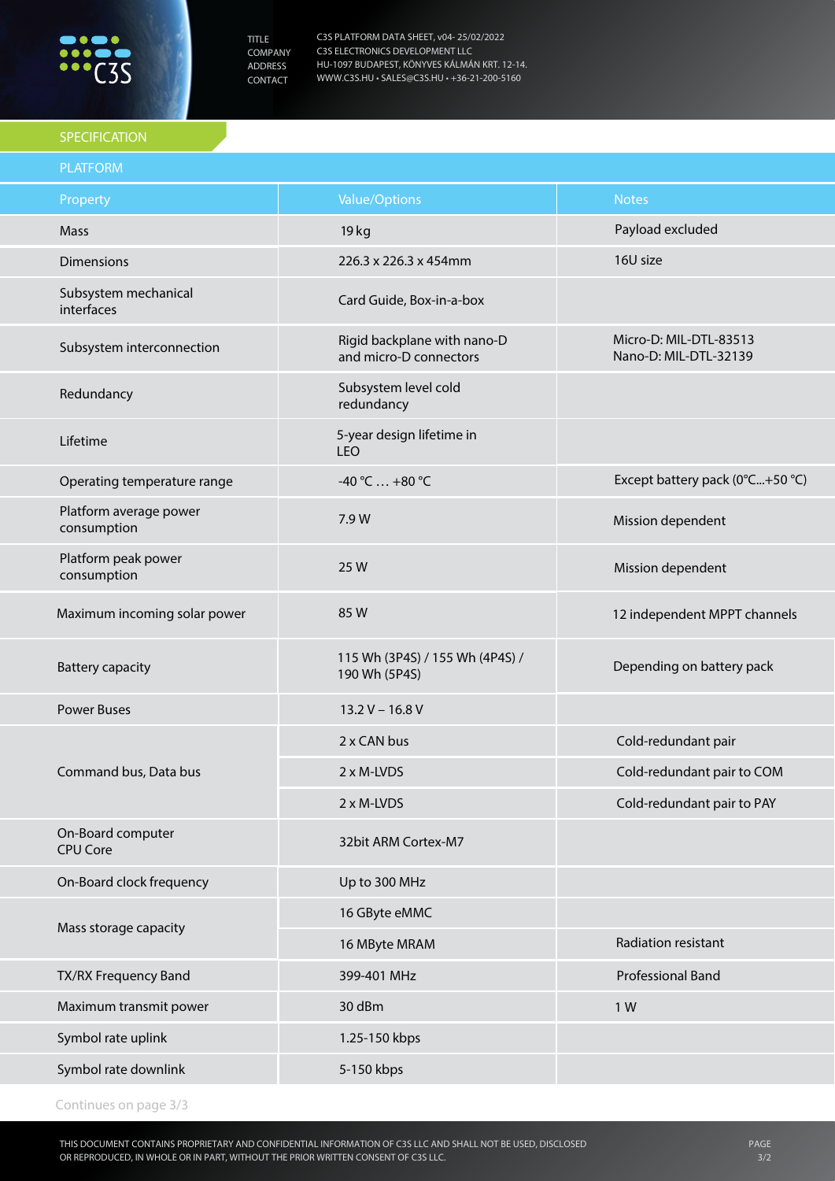## SPECIFICATION

### PLATFORM

| Property | Value/Options | Notes |
|---|---|---|
| Mass | 19 kg | Payload excluded |
| Dimensions | 226.3 x 226.3 x 454mm | 16U size |
| Subsystem mechanical interfaces | Card Guide, Box-in-a-box | |
| Subsystem interconnection | Rigid backplane with nano-D and micro-D connectors | Micro-D: MIL-DTL-83513<br>Nano-D: MIL-DTL-32139 |
| Redundancy | Subsystem level cold redundancy | |
| Lifetime | 5-year design lifetime in LEO | |
| Operating temperature range | -40 °C … +80 °C | Except battery pack (0°C...+50 °C) |
| Platform average power consumption | 7.9 W | Mission dependent |
| Platform peak power consumption | 25 W | Mission dependent |
| Maximum incoming solar power | 85 W | 12 independent MPPT channels |
| Battery capacity | 115 Wh (3P4S) / 155 Wh (4P4S) / 190 Wh (5P4S) | Depending on battery pack |
| Power Buses | 13.2 V – 16.8 V | |
| Command bus, Data bus | 2 x CAN bus | Cold-redundant pair |
| | 2 x M-LVDS | Cold-redundant pair to COM |
| | 2 x M-LVDS | Cold-redundant pair to PAY |
| On-Board computer CPU Core | 32bit ARM Cortex-M7 | |
| On-Board clock frequency | Up to 300 MHz | |
| Mass storage capacity | 16 GByte eMMC | |
| | 16 MByte MRAM | Radiation resistant |
| TX/RX Frequency Band | 399-401 MHz | Professional Band |
| Maximum transmit power | 30 dBm | 1 W |
| Symbol rate uplink | 1.25-150 kbps | |
| Symbol rate downlink | 5-150 kbps | |

Continues on page 3/3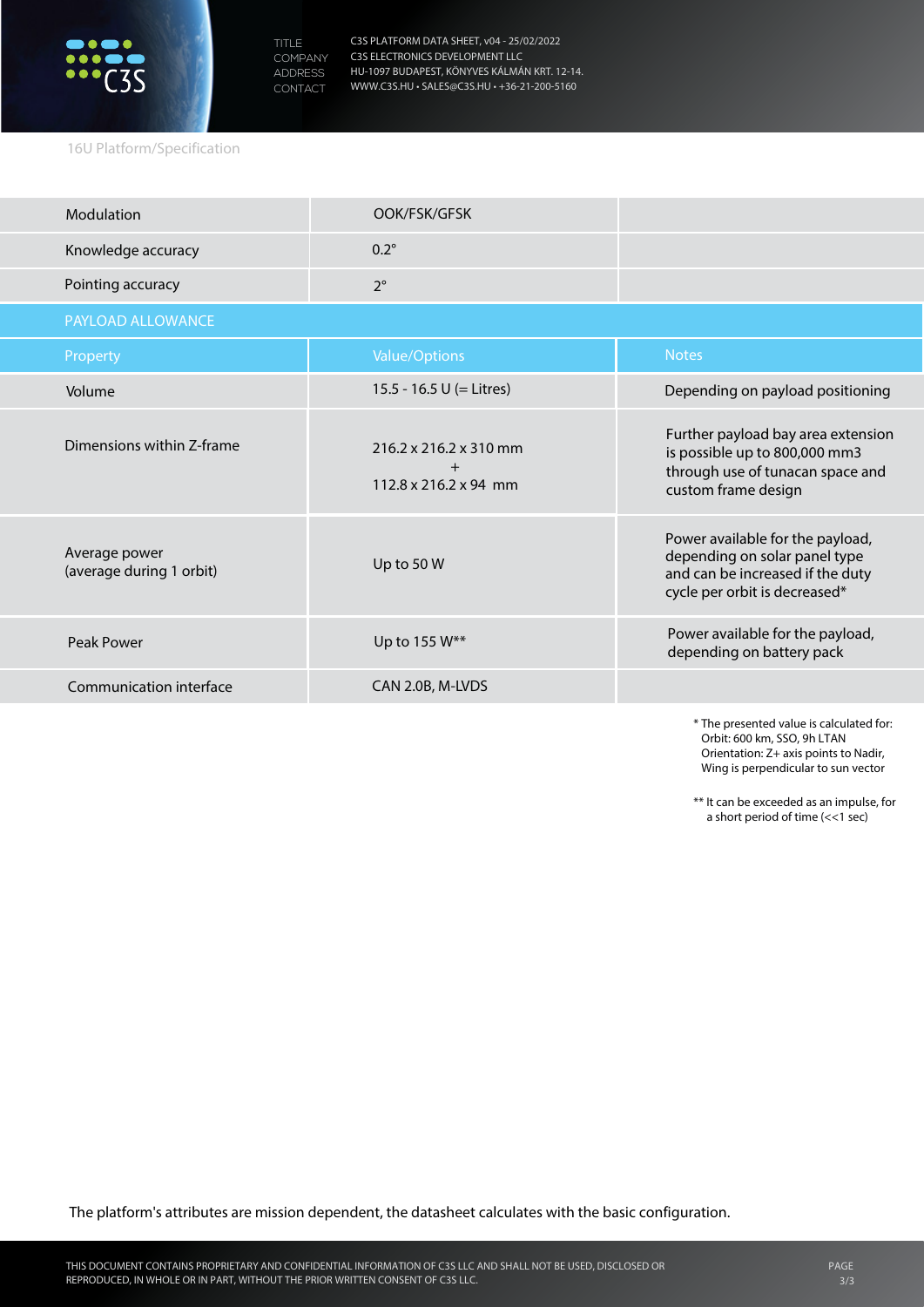16U Platform/Specification

| | | |
|---|---|---|
| Modulation | OOK/FSK/GFSK | |
| Knowledge accuracy | 0.2° | |
| Pointing accuracy | 2° | |
| **PAYLOAD ALLOWANCE** | | |
| **Property** | **Value/Options** | **Notes** |
| Volume | 15.5 - 16.5 U (= Litres) | Depending on payload positioning |
| Dimensions within Z-frame | 216.2 x 216.2 x 310 mm + 112.8 x 216.2 x 94 mm | Further payload bay area extension is possible up to 800,000 mm3 through use of tunacan space and custom frame design |
| Average power (average during 1 orbit) | Up to 50 W | Power available for the payload, depending on solar panel type and can be increased if the duty cycle per orbit is decreased* |
| Peak Power | Up to 155 W** | Power available for the payload, depending on battery pack |
| Communication interface | CAN 2.0B, M-LVDS | |

\* The presented value is calculated for:
Orbit: 600 km, SSO, 9h LTAN
Orientation: Z+ axis points to Nadir,
Wing is perpendicular to sun vector

\*\* It can be exceeded as an impulse, for a short period of time (<<1 sec)

The platform's attributes are mission dependent, the datasheet calculates with the basic configuration.